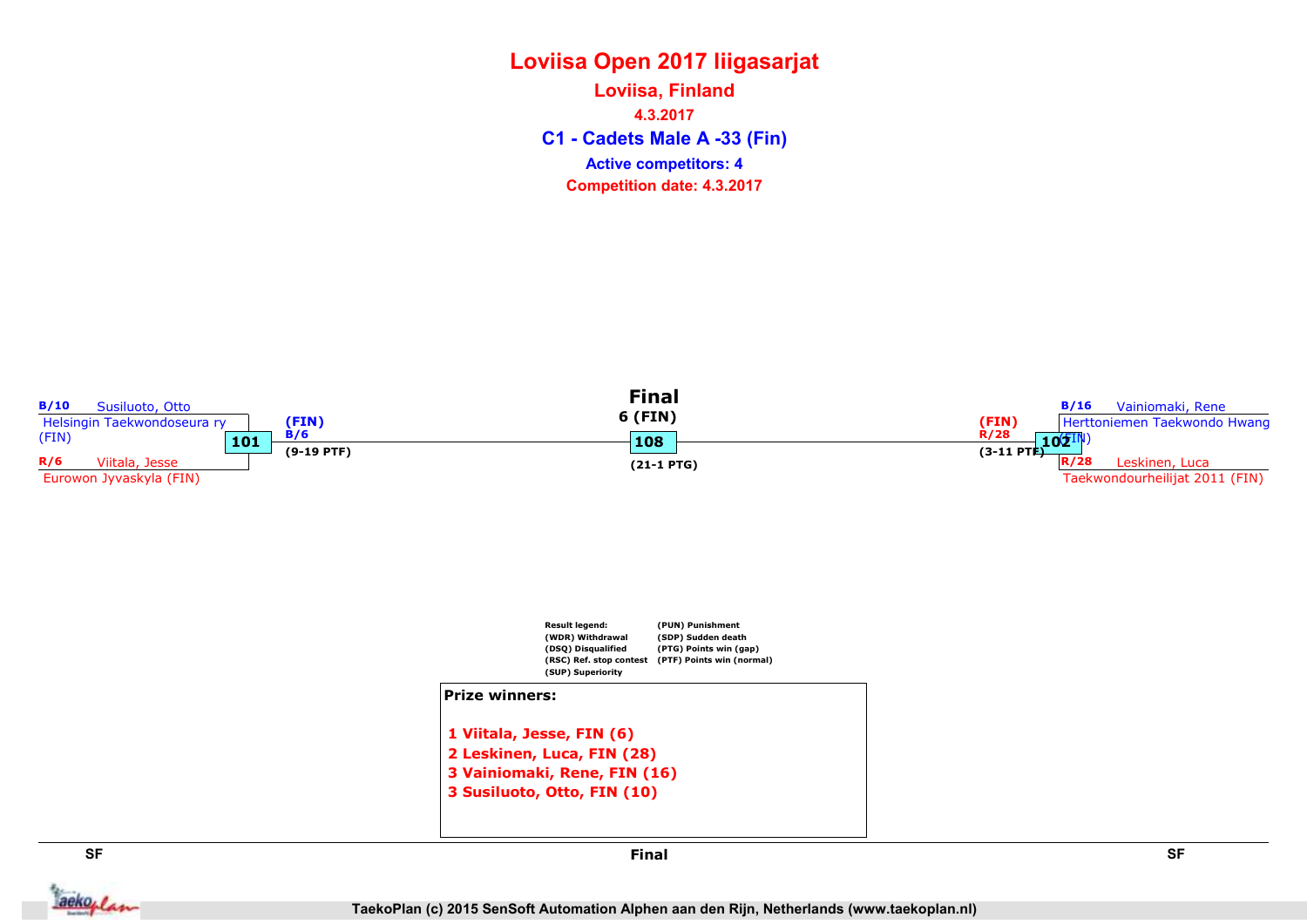# Loviisa Open 2017 liigasarjat

## Loviisa, Finland

**4.3.2017**

## C1 - Cadets Male A -33 (Fin)

**Active competitors: 4**

**Competition date: 4.3.2017**

### SF (left)

- **B/10** Susiluoto, Otto — Helsingin Taekwondoseura ry (FIN)
- **R/6** Viitala, Jesse — Eurowon Jyvaskyla (FIN)

Match **101** → (FIN) B/6 (9-19 PTF)

### Final

6 (FIN)

Match **108** (21-1 PTG)

### SF (right)

- **B/16** Vainiomaki, Rene — Herttoniemen Taekwondo Hwang (FIN)
- **R/28** Leskinen, Luca — Taekwondourheilijat 2011 (FIN)

Match **102** → (FIN) R/28 (3-11 PTF)

**Result legend:**

- (WDR) Withdrawal
- (DSQ) Disqualified
- (RSC) Ref. stop contest
- (SUP) Superiority
- (PUN) Punishment
- (SDP) Sudden death
- (PTG) Points win (gap)
- (PTF) Points win (normal)

**Prize winners:**

1 Viitala, Jesse, FIN (6)
2 Leskinen, Luca, FIN (28)
3 Vainiomaki, Rene, FIN (16)
3 Susiluoto, Otto, FIN (10)

SF | Final | SF

TaekoPlan (c) 2015 SenSoft Automation Alphen aan den Rijn, Netherlands (www.taekoplan.nl)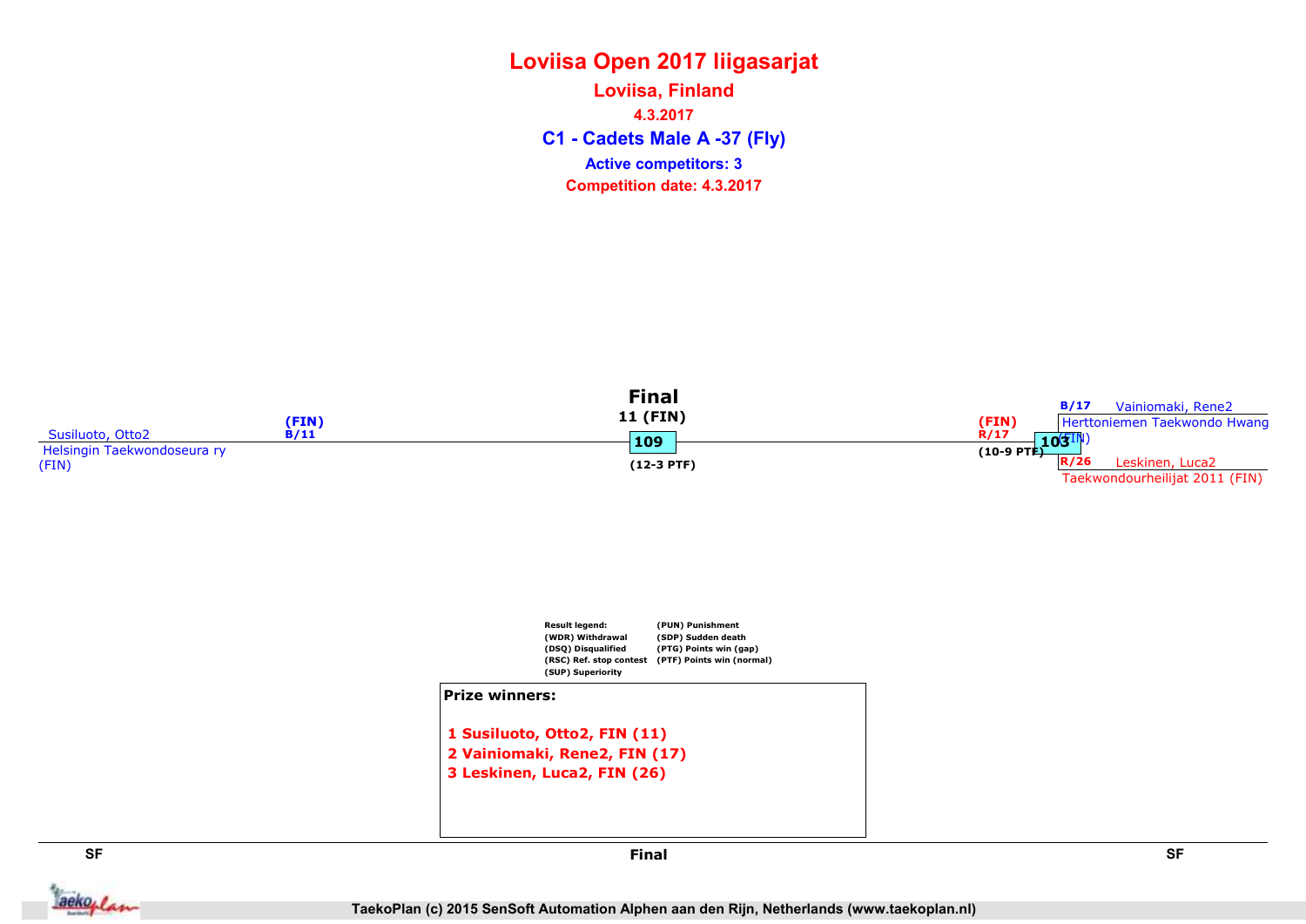# Loviisa Open 2017 liigasarjat

## Loviisa, Finland

4.3.2017

### C1 - Cadets Male A -37 (Fly)

Active competitors: 3

Competition date: 4.3.2017

**Final**

11 (FIN)

109

(12-3 PTF)

Susiluoto, Otto2
Helsingin Taekwondoseura ry
(FIN)
(FIN)
B/11

(FIN)
R/17
(10-9 PTF)
103

B/17 Vainiomaki, Rene2
Herttoniemen Taekwondo Hwang (FIN)

R/26 Leskinen, Luca2
Taekwondourheilijat 2011 (FIN)

Result legend:
(WDR) Withdrawal
(DSQ) Disqualified
(RSC) Ref. stop contest
(SUP) Superiority
(PUN) Punishment
(SDP) Sudden death
(PTG) Points win (gap)
(PTF) Points win (normal)

**Prize winners:**

1 Susiluoto, Otto2, FIN (11)
2 Vainiomaki, Rene2, FIN (17)
3 Leskinen, Luca2, FIN (26)

SF | Final | SF

TaekoPlan (c) 2015 SenSoft Automation Alphen aan den Rijn, Netherlands (www.taekoplan.nl)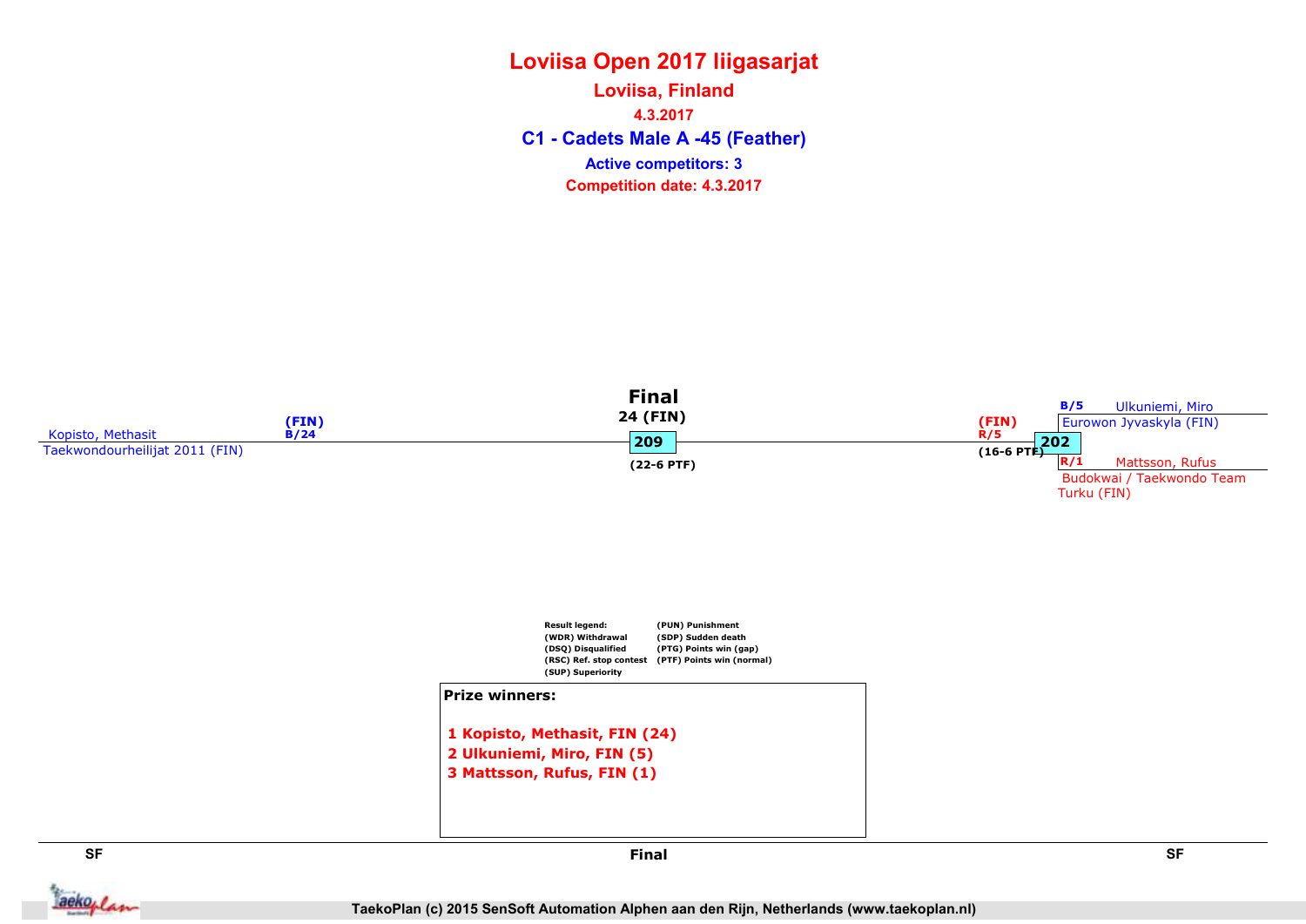# Loviisa Open 2017 liigasarjat

## Loviisa, Finland

4.3.2017

## C1 - Cadets Male A -45 (Feather)

Active competitors: 3

Competition date: 4.3.2017

### Final

24 (FIN)

209

(22-6 PTF)

Kopisto, Methasit
Taekwondourheilijat 2011 (FIN)
(FIN)
B/24

(FIN)
R/5
(16-6 PTF)
202

B/5 Ulkuniemi, Miro
Eurowon Jyvaskyla (FIN)

R/1 Mattsson, Rufus
Budokwai / Taekwondo Team Turku (FIN)

Result legend:
(WDR) Withdrawal
(DSQ) Disqualified
(RSC) Ref. stop contest
(SUP) Superiority
(PUN) Punishment
(SDP) Sudden death
(PTG) Points win (gap)
(PTF) Points win (normal)

**Prize winners:**

1 Kopisto, Methasit, FIN (24)
2 Ulkuniemi, Miro, FIN (5)
3 Mattsson, Rufus, FIN (1)

SF | Final | SF

TaekoPlan (c) 2015 SenSoft Automation Alphen aan den Rijn, Netherlands (www.taekoplan.nl)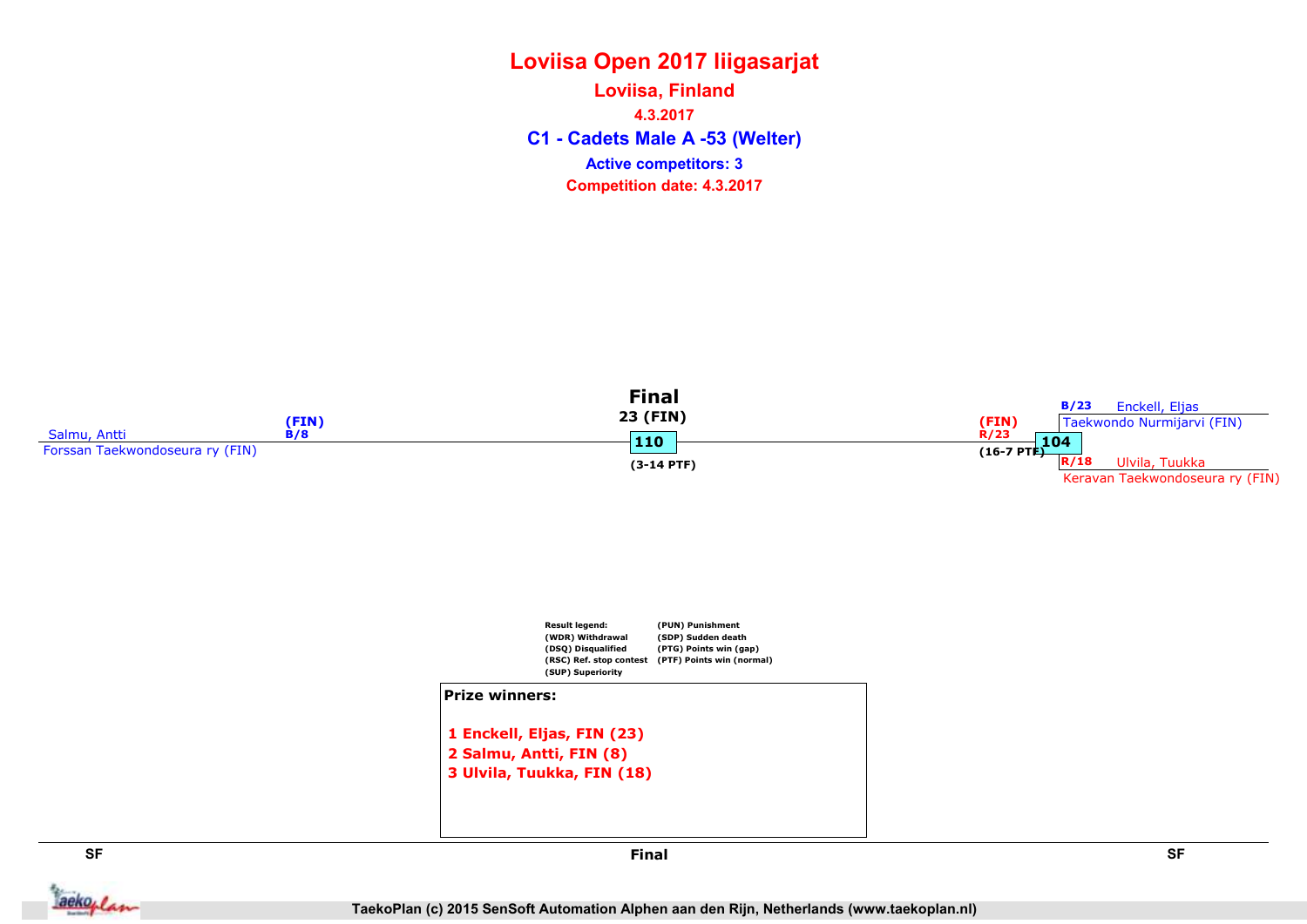# Loviisa Open 2017 liigasarjat

## Loviisa, Finland

4.3.2017

### C1 - Cadets Male A -53 (Welter)

Active competitors: 3

Competition date: 4.3.2017

**Final**

23 (FIN)

110

(3-14 PTF)

Salmu, Antti (FIN) B/8
Forssan Taekwondoseura ry (FIN)

(FIN) R/23
104
(16-7 PTF)

B/23 Enckell, Eljas
Taekwondo Nurmijarvi (FIN)

R/18 Ulvila, Tuukka
Keravan Taekwondoseura ry (FIN)

Result legend:
(WDR) Withdrawal
(DSQ) Disqualified
(RSC) Ref. stop contest
(SUP) Superiority
(PUN) Punishment
(SDP) Sudden death
(PTG) Points win (gap)
(PTF) Points win (normal)

**Prize winners:**

1 Enckell, Eljas, FIN (23)
2 Salmu, Antti, FIN (8)
3 Ulvila, Tuukka, FIN (18)

SF | Final | SF

TaekoPlan (c) 2015 SenSoft Automation Alphen aan den Rijn, Netherlands (www.taekoplan.nl)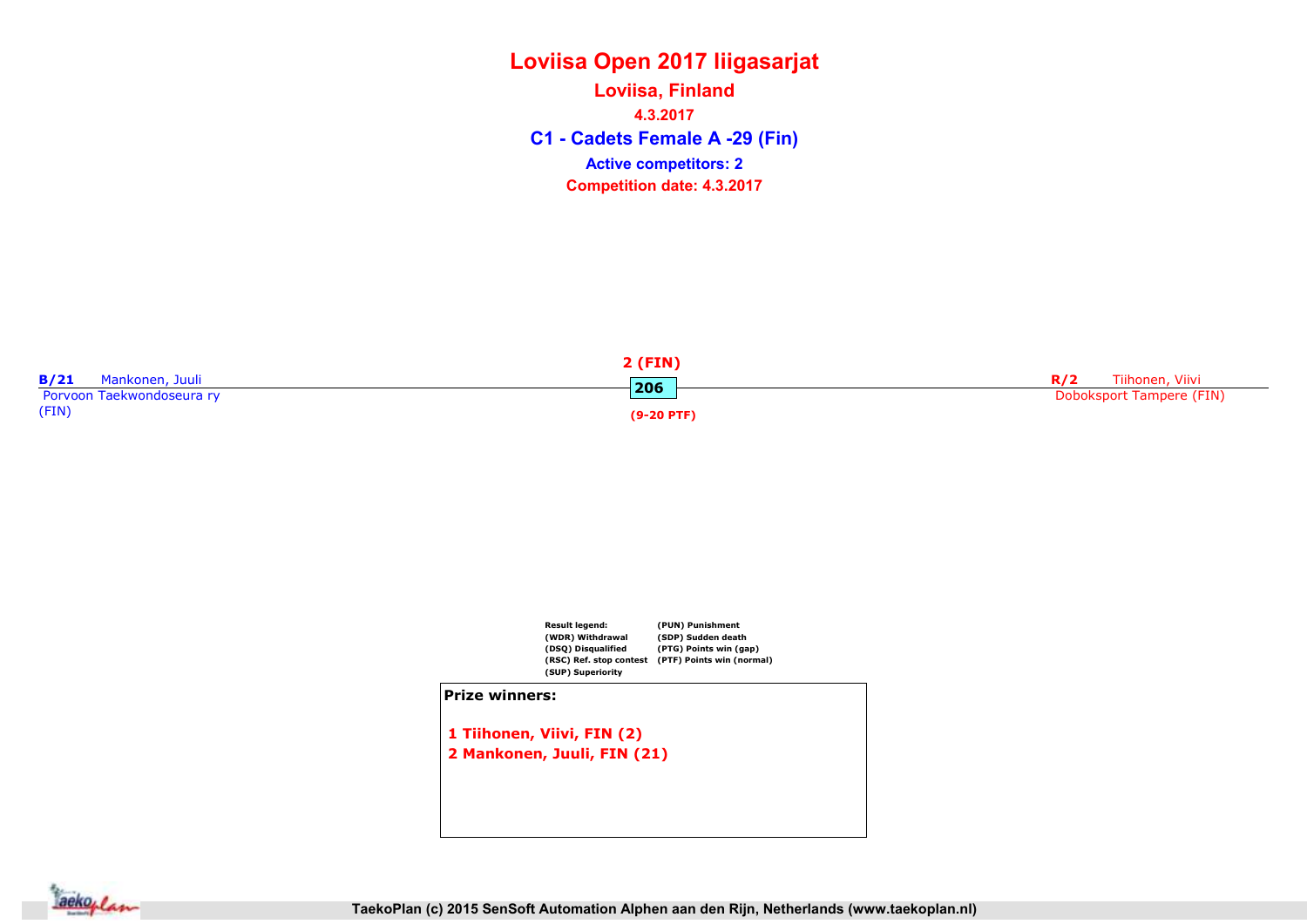# Loviisa Open 2017 liigasarjat

## Loviisa, Finland

4.3.2017

## C1 - Cadets Female A -29 (Fin)

**Active competitors: 2**

**Competition date: 4.3.2017**

**B/21** Mankonen, Juuli
Porvoon Taekwondoseura ry (FIN)

2 (FIN)
**206**
(9-20 PTF)

**R/2** Tiihonen, Viivi
Doboksport Tampere (FIN)

Result legend:
(WDR) Withdrawal
(DSQ) Disqualified
(RSC) Ref. stop contest
(SUP) Superiority
(PUN) Punishment
(SDP) Sudden death
(PTG) Points win (gap)
(PTF) Points win (normal)

**Prize winners:**

1 Tiihonen, Viivi, FIN (2)
2 Mankonen, Juuli, FIN (21)

TaekoPlan (c) 2015 SenSoft Automation Alphen aan den Rijn, Netherlands (www.taekoplan.nl)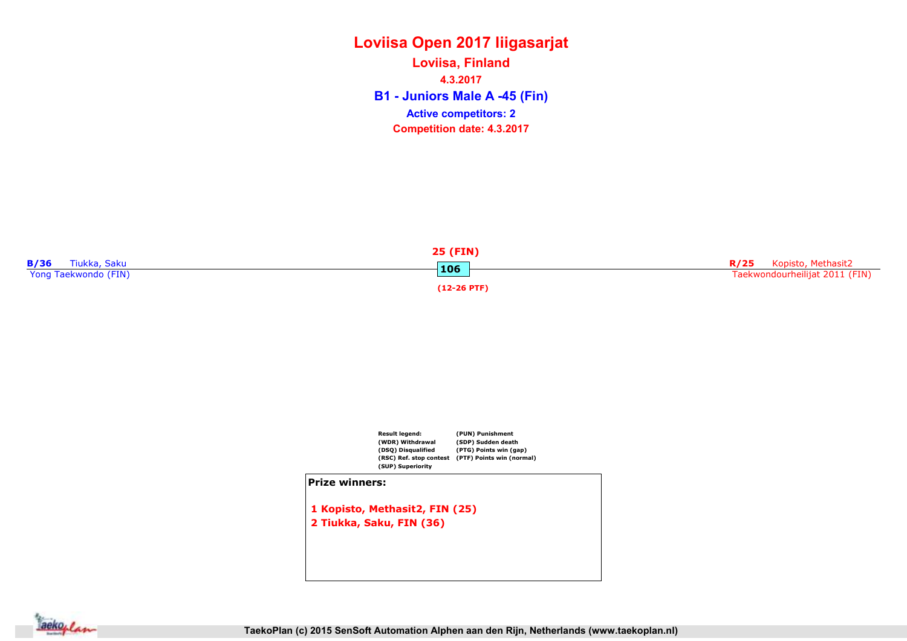# Loviisa Open 2017 liigasarjat

## Loviisa, Finland

4.3.2017

## B1 - Juniors Male A -45 (Fin)

**Active competitors: 2**

**Competition date: 4.3.2017**

**B/36** Tiukka, Saku
Yong Taekwondo (FIN)

**25 (FIN)**

**106**

**(12-26 PTF)**

**R/25** Kopisto, Methasit2
Taekwondourheilijat 2011 (FIN)

Result legend:
(WDR) Withdrawal
(DSQ) Disqualified
(RSC) Ref. stop contest
(SUP) Superiority
(PUN) Punishment
(SDP) Sudden death
(PTG) Points win (gap)
(PTF) Points win (normal)

**Prize winners:**

1 Kopisto, Methasit2, FIN (25)
2 Tiukka, Saku, FIN (36)

TaekoPlan (c) 2015 SenSoft Automation Alphen aan den Rijn, Netherlands (www.taekoplan.nl)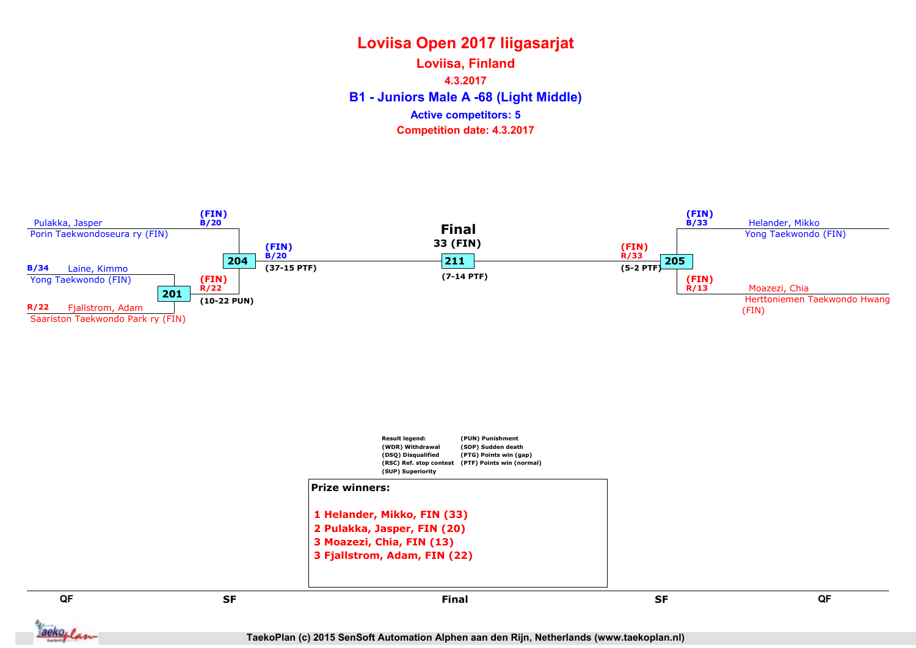# Loviisa Open 2017 liigasarjat

## Loviisa, Finland

**4.3.2017**

## B1 - Juniors Male A -68 (Light Middle)

**Active competitors: 5**

**Competition date: 4.3.2017**

**QF**

- Pulakka, Jasper — Porin Taekwondoseura ry (FIN)
- B/34 Laine, Kimmo — Yong Taekwondo (FIN)
- R/22 Fjallstrom, Adam — Saariston Taekwondo Park ry (FIN)
- Helander, Mikko — Yong Taekwondo (FIN)
- Moazezi, Chia — Herttoniemen Taekwondo Hwang (FIN)

**Match 201:** (FIN) R/22 — (10-22 PUN)

**SF**

**Match 204:** (FIN) B/20 vs (FIN) R/22 → (FIN) B/20 — (37-15 PTF)

**Match 205:** (FIN) B/33 vs (FIN) R/13 → (FIN) R/33 — (5-2 PTF)

**Final**

33 (FIN)

**Match 211:** (7-14 PTF)

**Result legend:**

- (WDR) Withdrawal
- (DSQ) Disqualified
- (RSC) Ref. stop contest
- (SUP) Superiority
- (PUN) Punishment
- (SDP) Sudden death
- (PTG) Points win (gap)
- (PTF) Points win (normal)

**Prize winners:**

1. **Helander, Mikko, FIN (33)**
2. **Pulakka, Jasper, FIN (20)**
3. **Moazezi, Chia, FIN (13)**
3. **Fjallstrom, Adam, FIN (22)**

QF | SF | Final | SF | QF

TaekoPlan (c) 2015 SenSoft Automation Alphen aan den Rijn, Netherlands (www.taekoplan.nl)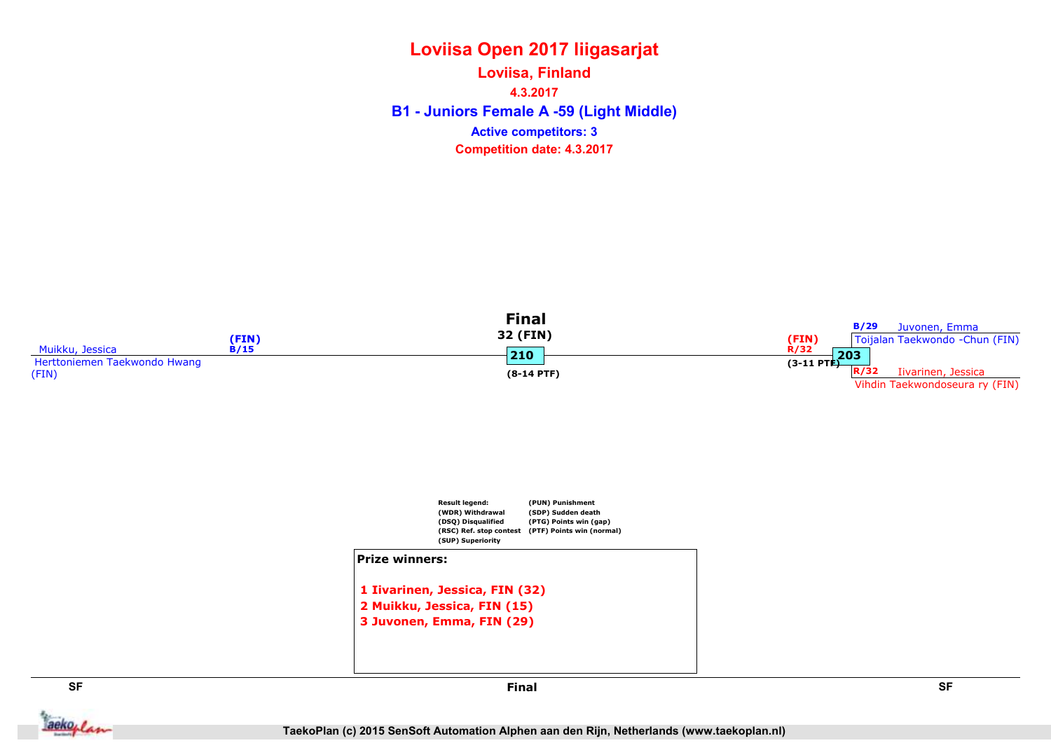# Loviisa Open 2017 liigasarjat

## Loviisa, Finland

4.3.2017

### B1 - Juniors Female A -59 (Light Middle)

Active competitors: 3

Competition date: 4.3.2017

**Final**

32 (FIN)

Muikku, Jessica (FIN) B/15
Herttoniemen Taekwondo Hwang (FIN)

210 (8-14 PTF)

(FIN) R/32 (3-11 PTF) 203

B/29 Juvonen, Emma
Toijalan Taekwondo -Chun (FIN)

R/32 Iivarinen, Jessica
Vihdin Taekwondoseura ry (FIN)

Result legend:
(WDR) Withdrawal
(DSQ) Disqualified
(RSC) Ref. stop contest
(SUP) Superiority
(PUN) Punishment
(SDP) Sudden death
(PTG) Points win (gap)
(PTF) Points win (normal)

**Prize winners:**

1 Iivarinen, Jessica, FIN (32)
2 Muikku, Jessica, FIN (15)
3 Juvonen, Emma, FIN (29)

SF | Final | SF

TaekoPlan (c) 2015 SenSoft Automation Alphen aan den Rijn, Netherlands (www.taekoplan.nl)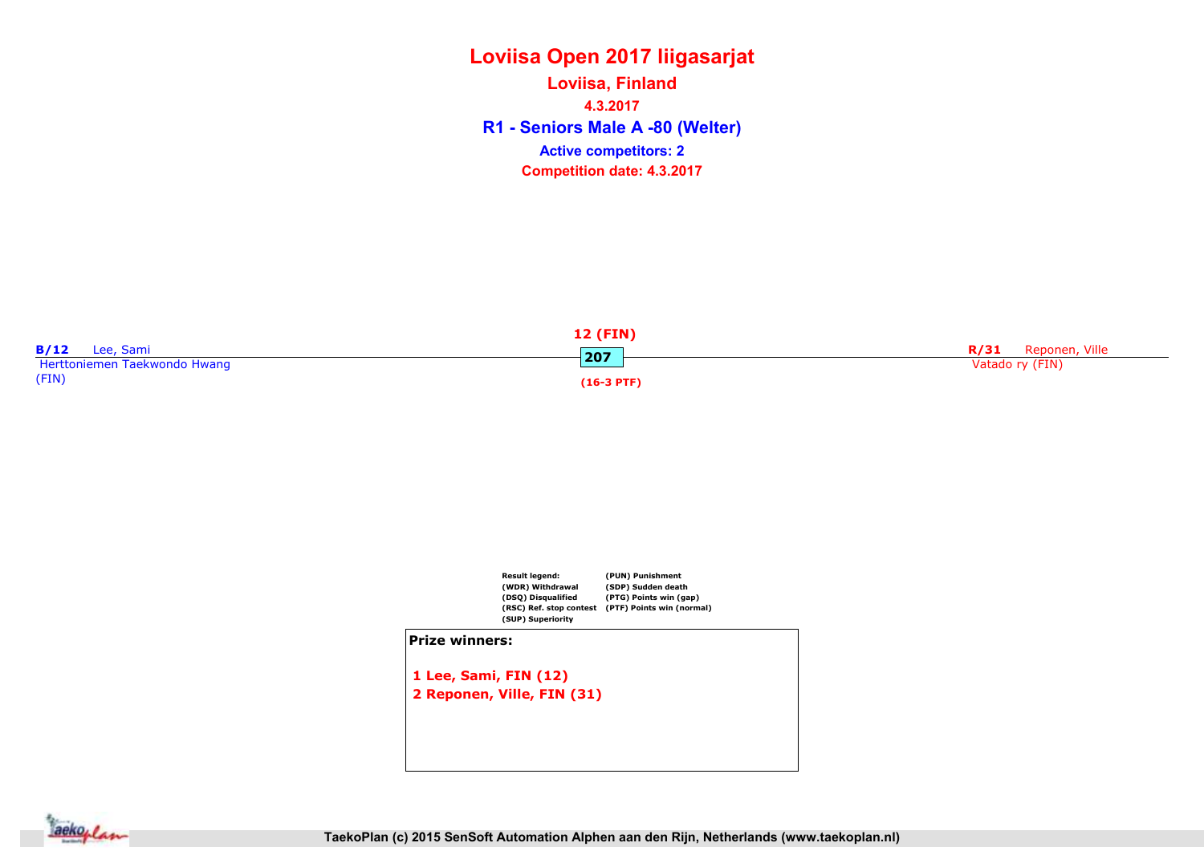# Loviisa Open 2017 liigasarjat

## Loviisa, Finland

4.3.2017

## R1 - Seniors Male A -80 (Welter)

Active competitors: 2

Competition date: 4.3.2017

B/12 Lee, Sami
Herttoniemen Taekwondo Hwang
(FIN)

12 (FIN)
207
(16-3 PTF)

R/31 Reponen, Ville
Vatado ry (FIN)

Result legend:
(WDR) Withdrawal
(DSQ) Disqualified
(RSC) Ref. stop contest
(SUP) Superiority
(PUN) Punishment
(SDP) Sudden death
(PTG) Points win (gap)
(PTF) Points win (normal)

**Prize winners:**

1 Lee, Sami, FIN (12)
2 Reponen, Ville, FIN (31)

TaekoPlan (c) 2015 SenSoft Automation Alphen aan den Rijn, Netherlands (www.taekoplan.nl)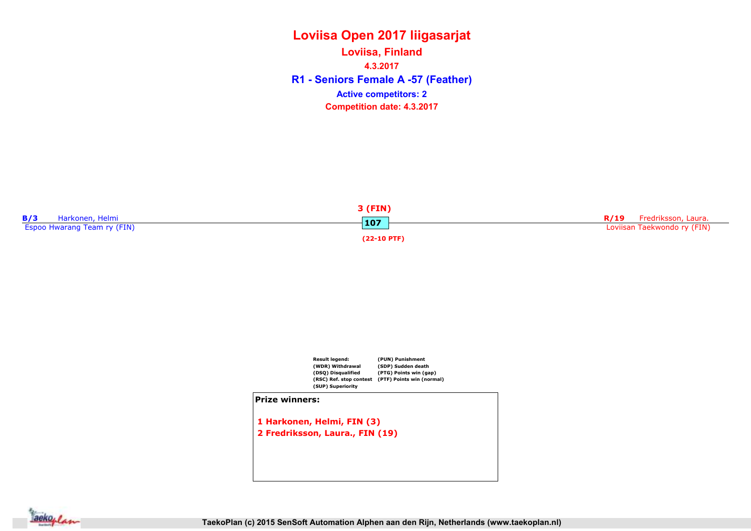# Loviisa Open 2017 liigasarjat

## Loviisa, Finland

**4.3.2017**

## R1 - Seniors Female A -57 (Feather)

**Active competitors: 2**

**Competition date: 4.3.2017**

**B/3** Harkonen, Helmi
Espoo Hwarang Team ry (FIN)

**3 (FIN)**
**107**
**(22-10 PTF)**

**R/19** Fredriksson, Laura.
Loviisan Taekwondo ry (FIN)

**Result legend:**
(WDR) Withdrawal
(DSQ) Disqualified
(RSC) Ref. stop contest
(SUP) Superiority
(PUN) Punishment
(SDP) Sudden death
(PTG) Points win (gap)
(PTF) Points win (normal)

**Prize winners:**

1 Harkonen, Helmi, FIN (3)
2 Fredriksson, Laura., FIN (19)

TaekoPlan (c) 2015 SenSoft Automation Alphen aan den Rijn, Netherlands (www.taekoplan.nl)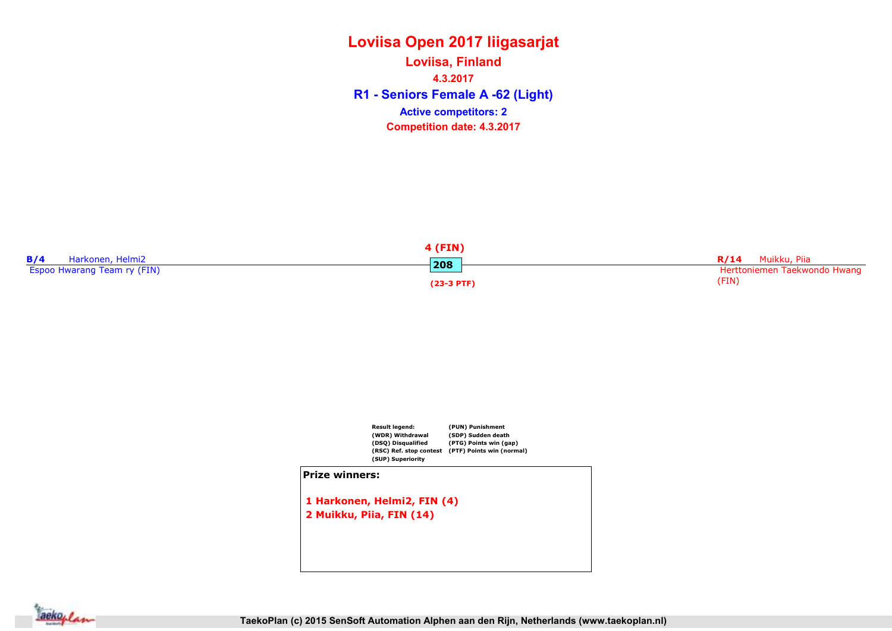# Loviisa Open 2017 liigasarjat

## Loviisa, Finland

4.3.2017

## R1 - Seniors Female A -62 (Light)

**Active competitors: 2**

**Competition date: 4.3.2017**

**B/4** Harkonen, Helmi2
Espoo Hwarang Team ry (FIN)

**4 (FIN)**

**208**

**(23-3 PTF)**

**R/14** Muikku, Piia
Herttoniemen Taekwondo Hwang (FIN)

**Result legend:**
(WDR) Withdrawal
(DSQ) Disqualified
(RSC) Ref. stop contest
(SUP) Superiority
(PUN) Punishment
(SDP) Sudden death
(PTG) Points win (gap)
(PTF) Points win (normal)

**Prize winners:**

1 Harkonen, Helmi2, FIN (4)
2 Muikku, Piia, FIN (14)

TaekoPlan (c) 2015 SenSoft Automation Alphen aan den Rijn, Netherlands (www.taekoplan.nl)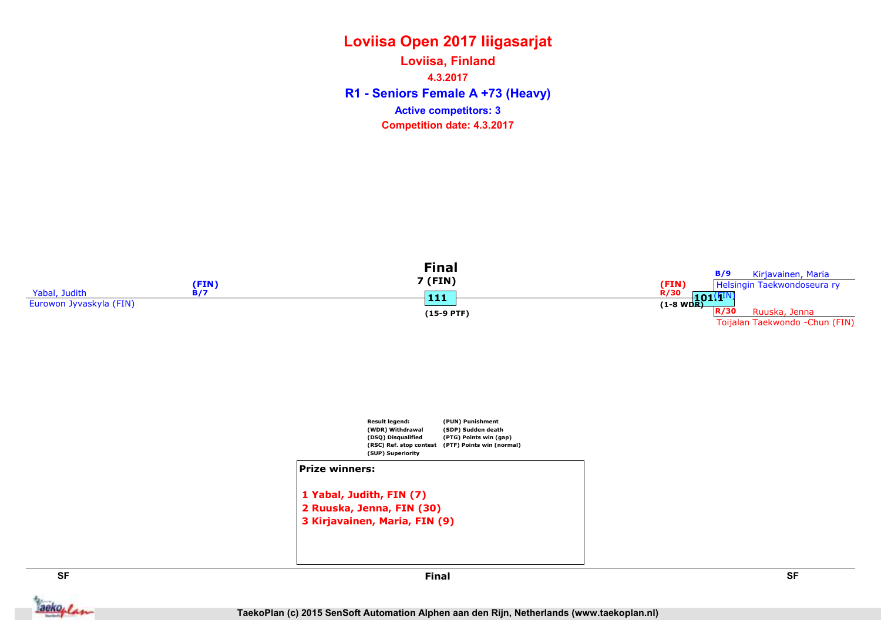# Loviisa Open 2017 liigasarjat

## Loviisa, Finland

4.3.2017

## R1 - Seniors Female A +73 (Heavy)

Active competitors: 3

Competition date: 4.3.2017

**Final**

7 (FIN)

Yabal, Judith
Eurowon Jyvaskyla (FIN)
(FIN)
B/7

111
(15-9 PTF)

(FIN)
R/30
(1-8 WDR)

101.1

B/9 Kirjavainen, Maria
Helsingin Taekwondoseura ry (FIN)

R/30 Ruuska, Jenna
Toijalan Taekwondo -Chun (FIN)

Result legend:
(WDR) Withdrawal
(DSQ) Disqualified
(RSC) Ref. stop contest
(SUP) Superiority
(PUN) Punishment
(SDP) Sudden death
(PTG) Points win (gap)
(PTF) Points win (normal)

**Prize winners:**

1 Yabal, Judith, FIN (7)
2 Ruuska, Jenna, FIN (30)
3 Kirjavainen, Maria, FIN (9)

SF | Final | SF

TaekoPlan (c) 2015 SenSoft Automation Alphen aan den Rijn, Netherlands (www.taekoplan.nl)